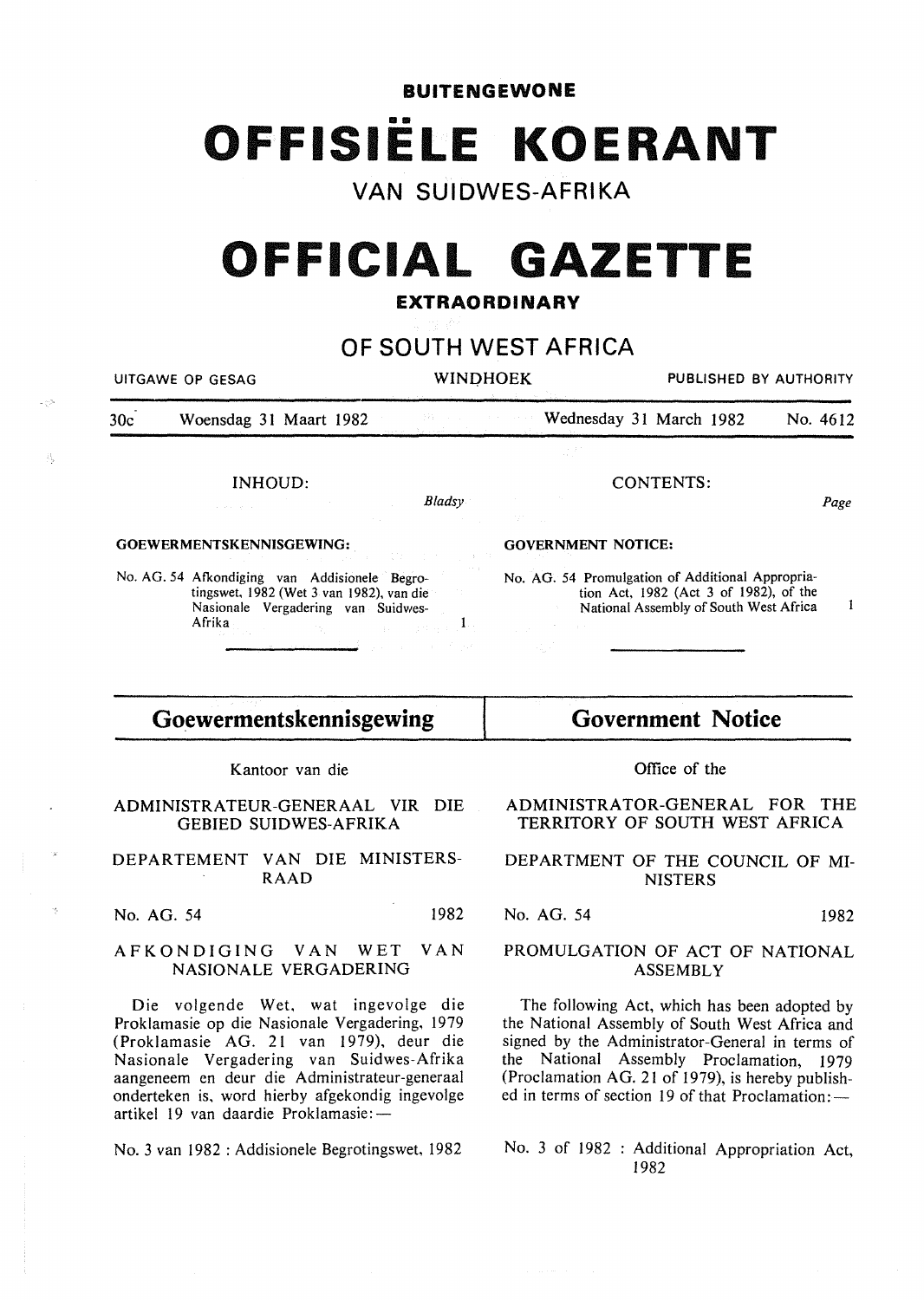**BUITENGEWONE**

# OFFISIËLE KOERANT

## VAN SUIDWES-AFRIKA

# OFFICIAL GAZETTE

**EXTRAORDINARY**

## OF SOUTH WEST AFRICA

UITGAWE OP GESAG | WINDHOEK | PUBLISHED BY AUTHORITY

30c Woensdag 31 Maart 1982 | Wednesday 31 March 1982 No. 4612

INHOUD: *Bladsy*

**GOEWERMENTSKENNISGEWING:**

No. AG. 54 Afkondiging van Addisionele Begrotingswet, 1982 (Wet 3 van 1982), van die Nasionale Vergadering van Suidwes-Afrika 1

CONTENTS: *Page*

**GOVERNMENT NOTICE:**

No. AG. 54 Promulgation of Additional Appropriation Act, 1982 (Act 3 of 1982), of the National Assembly of South West Africa 1

## Goewermentskennisgewing

Kantoor van die

ADMINISTRATEUR-GENERAAL VIR DIE GEBIED SUIDWES-AFRIKA

DEPARTEMENT VAN DIE MINISTERSRAAD

No. AG. 54 1982

AFKONDIGING VAN WET VAN NASIONALE VERGADERING

Die volgende Wet, wat ingevolge die Proklamasie op die Nasionale Vergadering, 1979 (Proklamasie AG. 21 van 1979), deur die Nasionale Vergadering van Suidwes-Afrika aangeneem en deur die Administrateur-generaal onderteken is, word hierby afgekondig ingevolge artikel 19 van daardie Proklamasie:—

No. 3 van 1982 : Addisionele Begrotingswet, 1982

## Government Notice

Office of the

ADMINISTRATOR-GENERAL FOR THE TERRITORY OF SOUTH WEST AFRICA

DEPARTMENT OF THE COUNCIL OF MINISTERS

No. AG. 54 1982

PROMULGATION OF ACT OF NATIONAL ASSEMBLY

The following Act, which has been adopted by the National Assembly of South West Africa and signed by the Administrator-General in terms of the National Assembly Proclamation, 1979 (Proclamation AG. 21 of 1979), is hereby published in terms of section 19 of that Proclamation:—

No. 3 of 1982 : Additional Appropriation Act, 1982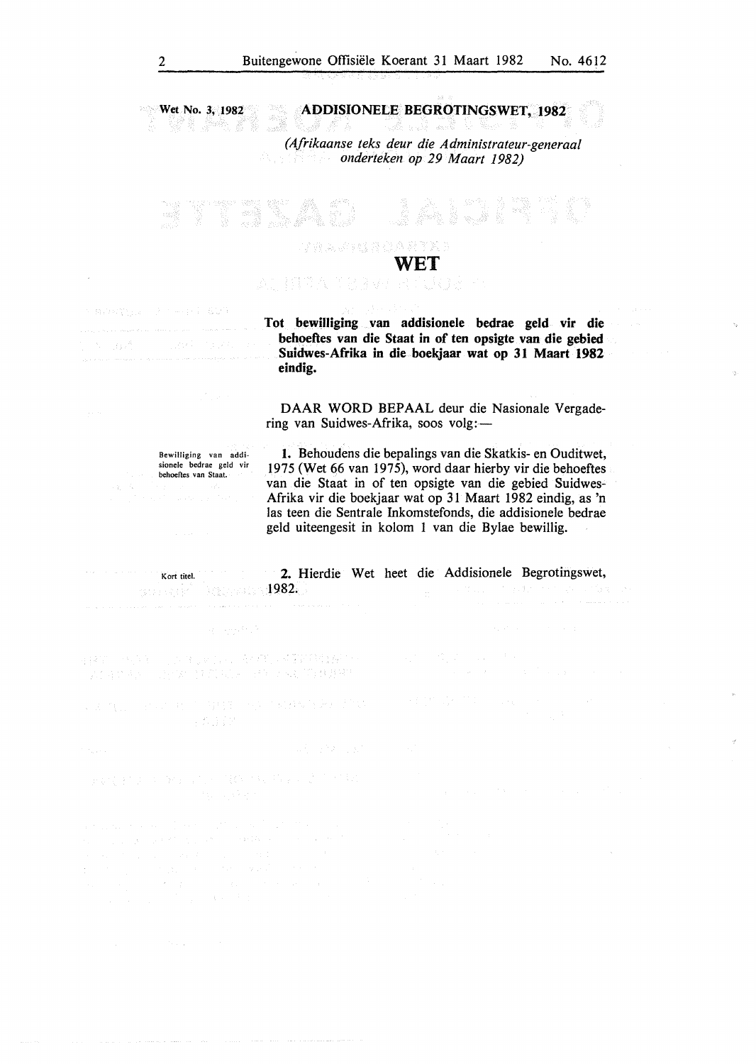Wet No. 3, 1982

## ADDISIONELE BEGROTINGSWET, 1982

*(Afrikaanse teks deur die Administrateur-generaal onderteken op 29 Maart 1982)*

# WET

**Tot bewilliging van addisionele bedrae geld vir die behoeftes van die Staat in of ten opsigte van die gebied Suidwes-Afrika in die boekjaar wat op 31 Maart 1982 eindig.**

DAAR WORD BEPAAL deur die Nasionale Vergadering van Suidwes-Afrika, soos volg:—

Bewilliging van addisionele bedrae geld vir behoeftes van Staat.

**1.** Behoudens die bepalings van die Skatkis- en Ouditwet, 1975 (Wet 66 van 1975), word daar hierby vir die behoeftes van die Staat in of ten opsigte van die gebied Suidwes-Afrika vir die boekjaar wat op 31 Maart 1982 eindig, as 'n las teen die Sentrale Inkomstefonds, die addisionele bedrae geld uiteengesit in kolom 1 van die Bylae bewillig.

Kort titel.

**2.** Hierdie Wet heet die Addisionele Begrotingswet, 1982.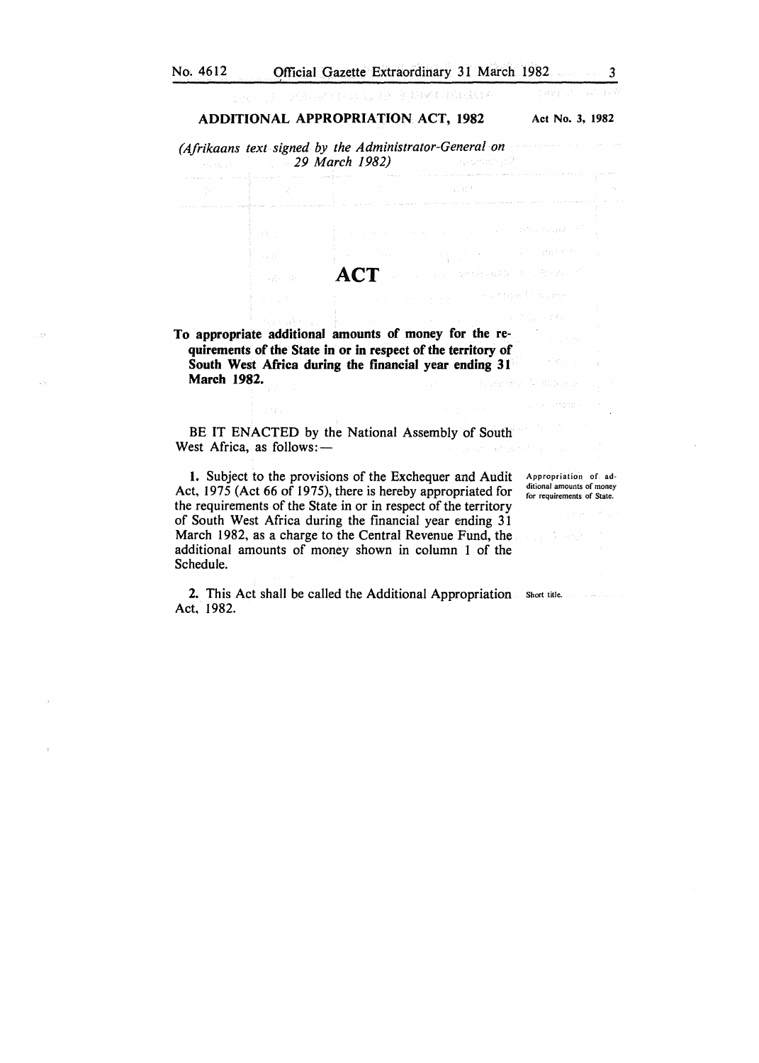**ADDITIONAL APPROPRIATION ACT, 1982** | **Act No. 3, 1982**

*(Afrikaans text signed by the Administrator-General on 29 March 1982)*

# ACT

**To appropriate additional amounts of money for the requirements of the State in or in respect of the territory of South West Africa during the financial year ending 31 March 1982.**

BE IT ENACTED by the National Assembly of South West Africa, as follows:—

*Appropriation of additional amounts of money for requirements of State.*

**1.** Subject to the provisions of the Exchequer and Audit Act, 1975 (Act 66 of 1975), there is hereby appropriated for the requirements of the State in or in respect of the territory of South West Africa during the financial year ending 31 March 1982, as a charge to the Central Revenue Fund, the additional amounts of money shown in column 1 of the Schedule.

*Short title.*

**2.** This Act shall be called the Additional Appropriation Act, 1982.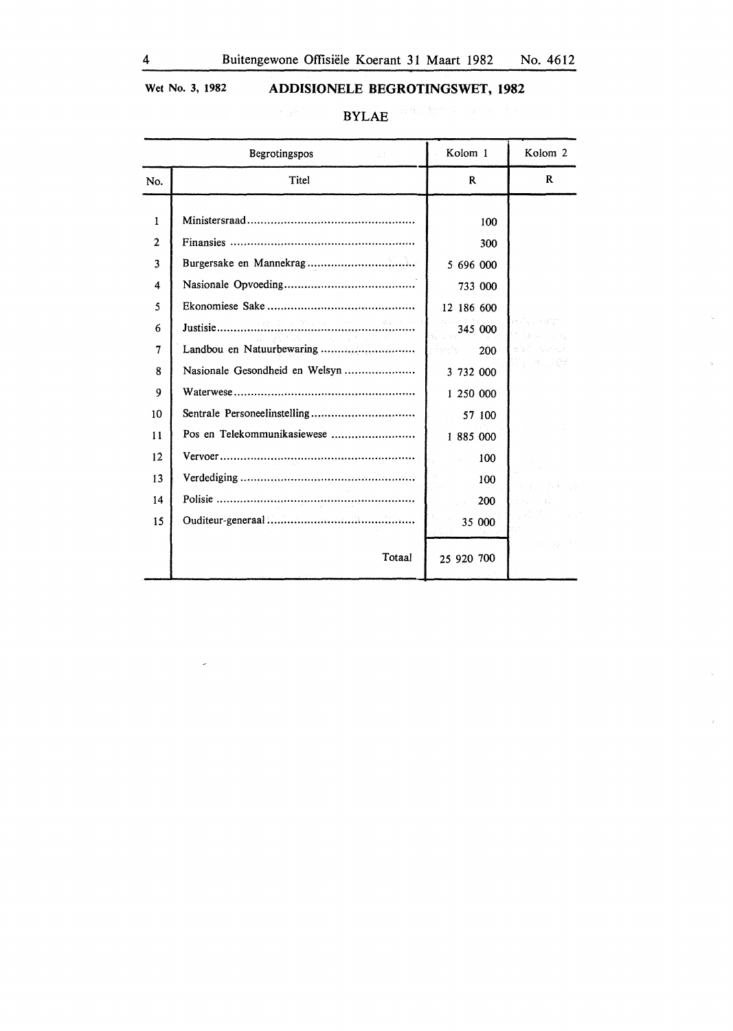Wet No. 3, 1982

## ADDISIONELE BEGROTINGSWET, 1982

### BYLAE

| Begrotingspos | | Kolom 1 | Kolom 2 |
|---|---|---|---|
| No. | Titel | R | R |
| 1 | Ministersraad | 100 | |
| 2 | Finansies | 300 | |
| 3 | Burgersake en Mannekrag | 5 696 000 | |
| 4 | Nasionale Opvoeding | 733 000 | |
| 5 | Ekonomiese Sake | 12 186 600 | |
| 6 | Justisie | 345 000 | |
| 7 | Landbou en Natuurbewaring | 200 | |
| 8 | Nasionale Gesondheid en Welsyn | 3 732 000 | |
| 9 | Waterwese | 1 250 000 | |
| 10 | Sentrale Personeelinstelling | 57 100 | |
| 11 | Pos en Telekommunikasiewese | 1 885 000 | |
| 12 | Vervoer | 100 | |
| 13 | Verdediging | 100 | |
| 14 | Polisie | 200 | |
| 15 | Ouditeur-generaal | 35 000 | |
| | Totaal | 25 920 700 | |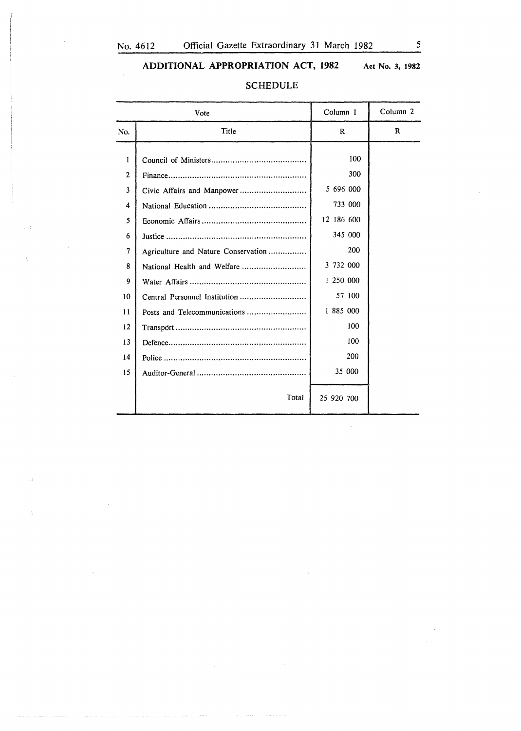## ADDITIONAL APPROPRIATION ACT, 1982

**Act No. 3, 1982**

### SCHEDULE

| Vote | | Column 1 | Column 2 |
|---|---|---|---|
| No. | Title | R | R |
| 1 | Council of Ministers | 100 | |
| 2 | Finance | 300 | |
| 3 | Civic Affairs and Manpower | 5 696 000 | |
| 4 | National Education | 733 000 | |
| 5 | Economic Affairs | 12 186 600 | |
| 6 | Justice | 345 000 | |
| 7 | Agriculture and Nature Conservation | 200 | |
| 8 | National Health and Welfare | 3 732 000 | |
| 9 | Water Affairs | 1 250 000 | |
| 10 | Central Personnel Institution | 57 100 | |
| 11 | Posts and Telecommunications | 1 885 000 | |
| 12 | Transport | 100 | |
| 13 | Defence | 100 | |
| 14 | Police | 200 | |
| 15 | Auditor-General | 35 000 | |
| | Total | 25 920 700 | |